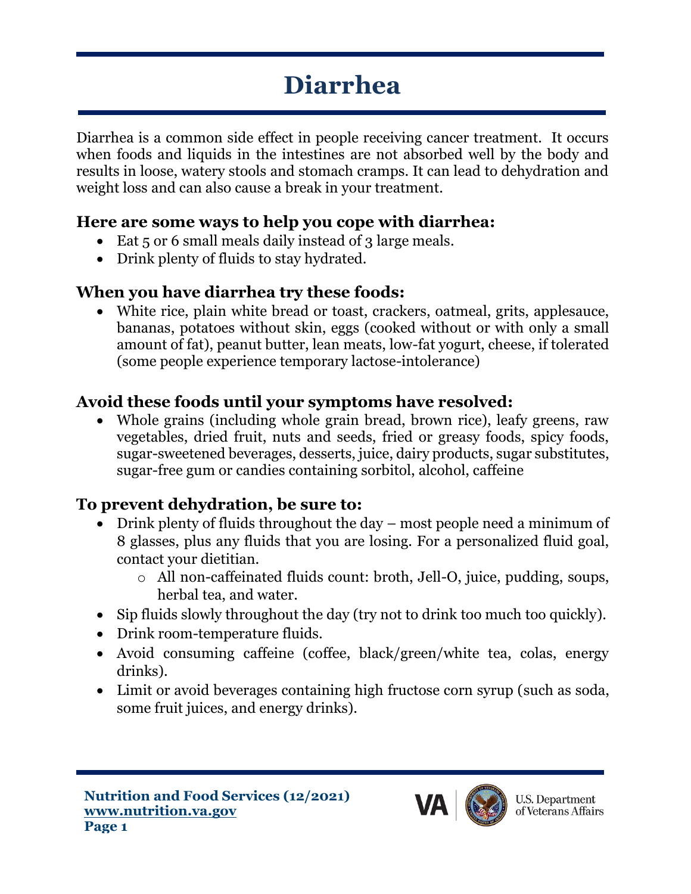# Diarrhea

Diarrhea is a common side effect in people receiving cancer treatment. It occurs when foods and liquids in the intestines are not absorbed well by the body and results in loose, watery stools and stomach cramps. It can lead to dehydration and weight loss and can also cause a break in your treatment.

## Here are some ways to help you cope with diarrhea:

- Eat 5 or 6 small meals daily instead of 3 large meals.
- Drink plenty of fluids to stay hydrated.

## When you have diarrhea try these foods:

- White rice, plain white bread or toast, crackers, oatmeal, grits, applesauce, bananas, potatoes without skin, eggs (cooked without or with only a small amount of fat), peanut butter, lean meats, low-fat yogurt, cheese, if tolerated (some people experience temporary lactose-intolerance)

## Avoid these foods until your symptoms have resolved:

- Whole grains (including whole grain bread, brown rice), leafy greens, raw vegetables, dried fruit, nuts and seeds, fried or greasy foods, spicy foods, sugar-sweetened beverages, desserts, juice, dairy products, sugar substitutes, sugar-free gum or candies containing sorbitol, alcohol, caffeine

## To prevent dehydration, be sure to:

- Drink plenty of fluids throughout the day – most people need a minimum of 8 glasses, plus any fluids that you are losing. For a personalized fluid goal, contact your dietitian.
  - All non-caffeinated fluids count: broth, Jell-O, juice, pudding, soups, herbal tea, and water.
- Sip fluids slowly throughout the day (try not to drink too much too quickly).
- Drink room-temperature fluids.
- Avoid consuming caffeine (coffee, black/green/white tea, colas, energy drinks).
- Limit or avoid beverages containing high fructose corn syrup (such as soda, some fruit juices, and energy drinks).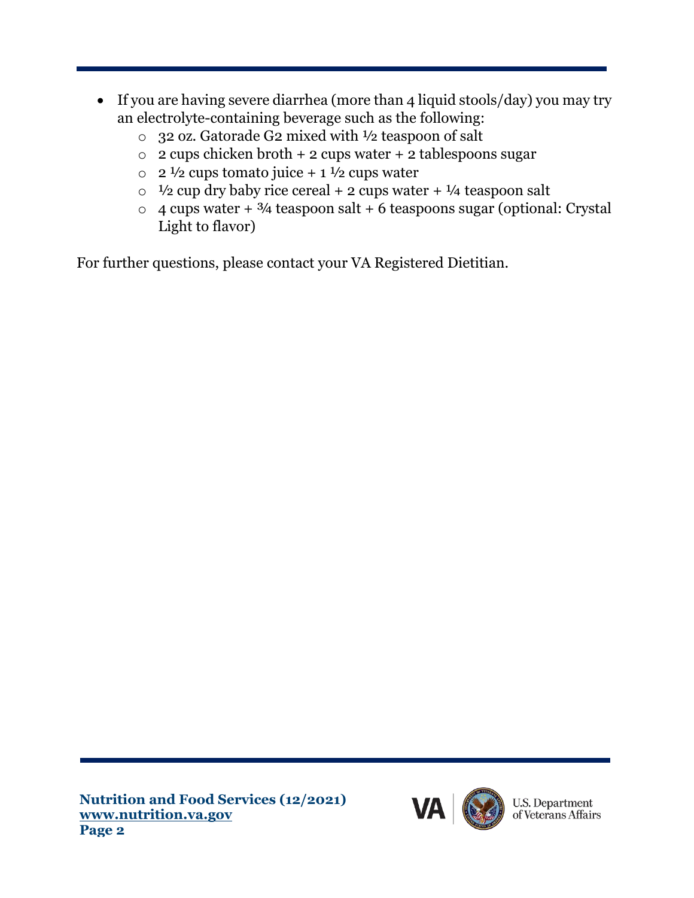- If you are having severe diarrhea (more than 4 liquid stools/day) you may try an electrolyte-containing beverage such as the following:
  - 32 oz. Gatorade G2 mixed with ½ teaspoon of salt
  - 2 cups chicken broth + 2 cups water + 2 tablespoons sugar
  - 2 ½ cups tomato juice + 1 ½ cups water
  - ½ cup dry baby rice cereal + 2 cups water + ¼ teaspoon salt
  - 4 cups water + ¾ teaspoon salt + 6 teaspoons sugar (optional: Crystal Light to flavor)

For further questions, please contact your VA Registered Dietitian.

**Nutrition and Food Services (12/2021)**
**www.nutrition.va.gov**

VA | U.S. Department of Veterans Affairs